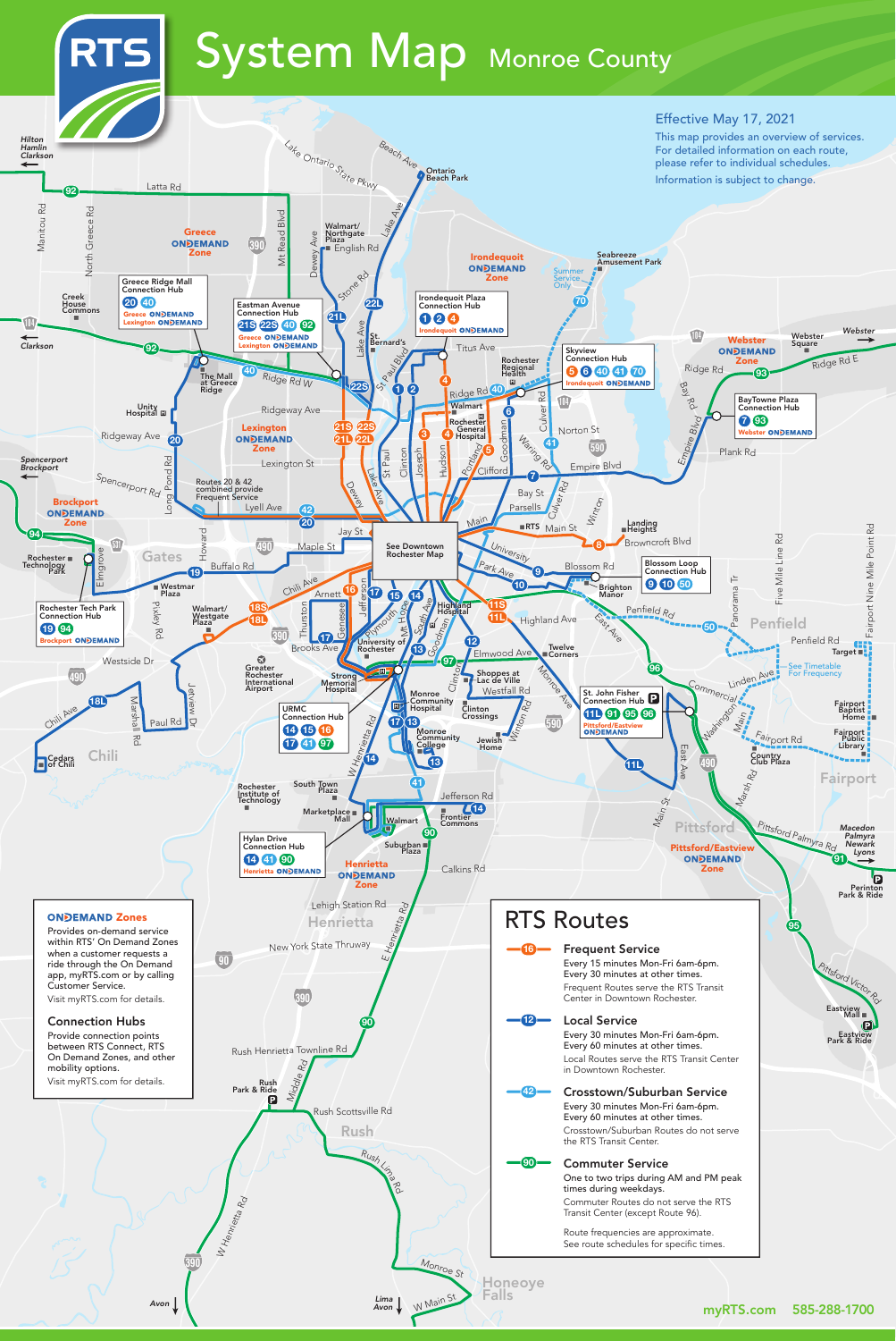# RTS System Map Monroe County

Effective May 17, 2021

This map provides an overview of services. For detailed information on each route, please refer to individual schedules.

Information is subject to change.

## ONDEMAND Zones

Provides on-demand service within RTS' On Demand Zones when a customer requests a ride through the On Demand app, myRTS.com or by calling Customer Service.

Visit myRTS.com for details.

## Connection Hubs

Provide connection points between RTS Connect, RTS On Demand Zones, and other mobility options.

Visit myRTS.com for details.

## RTS Routes

**16 — Frequent Service**

Every 15 minutes Mon-Fri 6am-6pm. Every 30 minutes at other times.

Frequent Routes serve the RTS Transit Center in Downtown Rochester.

**12 — Local Service**

Every 30 minutes Mon-Fri 6am-6pm. Every 60 minutes at other times.

Local Routes serve the RTS Transit Center in Downtown Rochester.

**42 — Crosstown/Suburban Service**

Every 30 minutes Mon-Fri 6am-6pm. Every 60 minutes at other times.

Crosstown/Suburban Routes do not serve the RTS Transit Center.

**90 — Commuter Service**

One to two trips during AM and PM peak times during weekdays.

Commuter Routes do not serve the RTS Transit Center (except Route 96).

Route frequencies are approximate. See route schedules for specific times.

## Connection Hubs (map)

- **Greece Ridge Mall Connection Hub**: 20, 40 — Greece ONDEMAND, Lexington ONDEMAND
- **Eastman Avenue Connection Hub**: 21S, 22S, 40, 92 — Greece ONDEMAND, Lexington ONDEMAND
- **Irondequoit Plaza Connection Hub**: 1, 2, 4 — Irondequoit ONDEMAND
- **Skyview Connection Hub**: 5, 6, 40, 41, 70 — Irondequoit ONDEMAND
- **BayTowne Plaza Connection Hub**: 7, 93 — Webster ONDEMAND
- **Blossom Loop Connection Hub**: 9, 10, 50
- **Rochester Tech Park Connection Hub**: 19, 94 — Brockport ONDEMAND
- **URMC Connection Hub**: 14, 15, 16, 17, 41, 97
- **St. John Fisher Connection Hub**: 11L, 91, 95, 96 — Pittsford/Eastview ONDEMAND
- **Hylan Drive Connection Hub**: 14, 41, 90 — Henrietta ONDEMAND

## ONDEMAND Zones (map)

Greece ONDEMAND Zone; Irondequoit ONDEMAND Zone; Webster ONDEMAND Zone; Lexington ONDEMAND Zone; Brockport ONDEMAND Zone; Pittsford/Eastview ONDEMAND Zone; Henrietta ONDEMAND Zone

Routes 20 & 42 combined provide Frequent Service

Route 70: Summer Service Only

Route 50: See Timetable For Frequency

See Downtown Rochester Map

myRTS.com 585-288-1700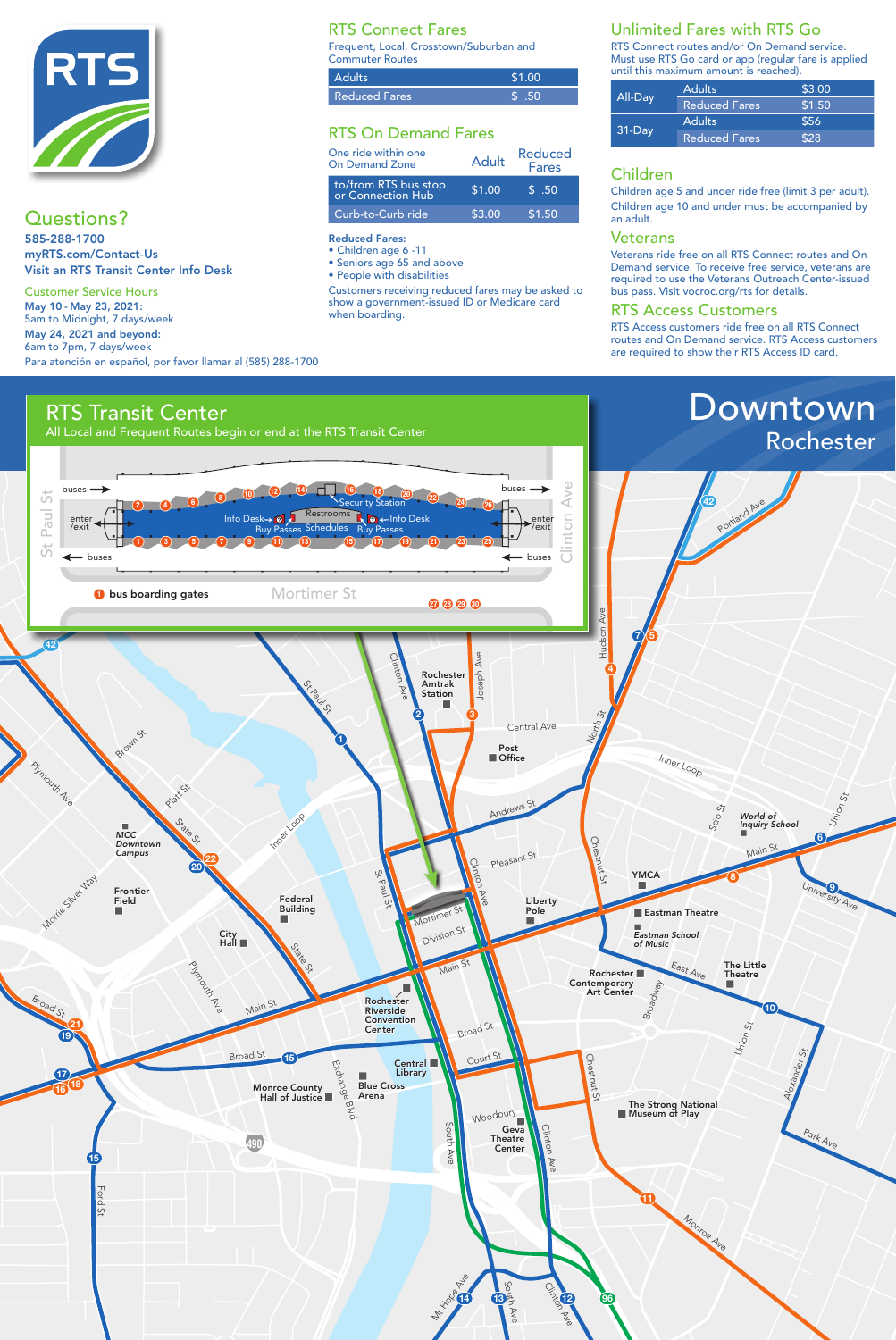# RTS

## Questions?

**585-288-1700**
**myRTS.com/Contact-Us**
**Visit an RTS Transit Center Info Desk**

Customer Service Hours

**May 10 - May 23, 2021:**
5am to Midnight, 7 days/week

**May 24, 2021 and beyond:**
6am to 7pm, 7 days/week

Para atención en español, por favor llamar al (585) 288-1700

## RTS Connect Fares

Frequent, Local, Crosstown/Suburban and Commuter Routes

| | |
|---|---|
| Adults | $1.00 |
| Reduced Fares | $ .50 |

## RTS On Demand Fares

| One ride within one On Demand Zone | Adult | Reduced Fares |
|---|---|---|
| to/from RTS bus stop or Connection Hub | $1.00 | $ .50 |
| Curb-to-Curb ride | $3.00 | $1.50 |

**Reduced Fares:**

- Children age 6 -11
- Seniors age 65 and above
- People with disabilities

Customers receiving reduced fares may be asked to show a government-issued ID or Medicare card when boarding.

## Unlimited Fares with RTS Go

RTS Connect routes and/or On Demand service. Must use RTS Go card or app (regular fare is applied until this maximum amount is reached).

| | | |
|---|---|---|
| All-Day | Adults | $3.00 |
| | Reduced Fares | $1.50 |
| 31-Day | Adults | $56 |
| | Reduced Fares | $28 |

## Children

Children age 5 and under ride free (limit 3 per adult).

Children age 10 and under must be accompanied by an adult.

## Veterans

Veterans ride free on all RTS Connect routes and On Demand service. To receive free service, veterans are required to use the Veterans Outreach Center-issued bus pass. Visit vocroc.org/rts for details.

## RTS Access Customers

RTS Access customers ride free on all RTS Connect routes and On Demand service. RTS Access customers are required to show their RTS Access ID card.

## RTS Transit Center

All Local and Frequent Routes begin or end at the RTS Transit Center

bus boarding gates

## Downtown Rochester